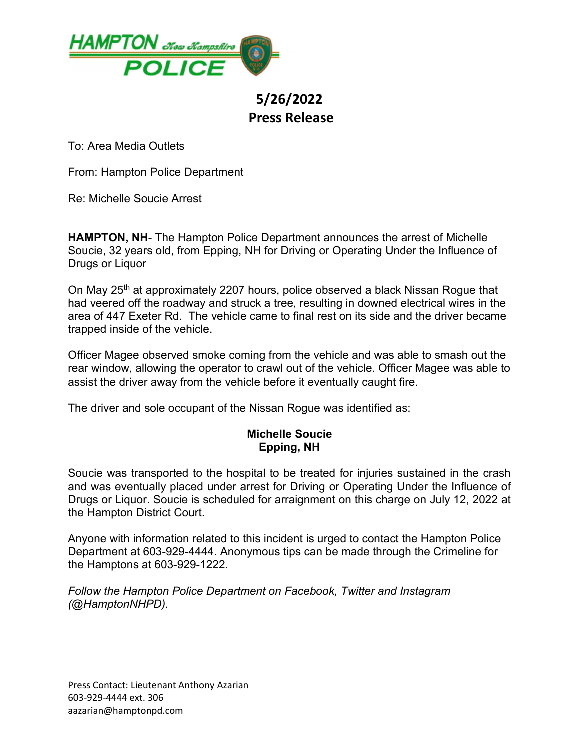HAMPTON New Hampshire POLICE

# 5/26/2022
# Press Release

To: Area Media Outlets

From: Hampton Police Department

Re: Michelle Soucie Arrest

**HAMPTON, NH**- The Hampton Police Department announces the arrest of Michelle Soucie, 32 years old, from Epping, NH for Driving or Operating Under the Influence of Drugs or Liquor

On May 25th at approximately 2207 hours, police observed a black Nissan Rogue that had veered off the roadway and struck a tree, resulting in downed electrical wires in the area of 447 Exeter Rd. The vehicle came to final rest on its side and the driver became trapped inside of the vehicle.

Officer Magee observed smoke coming from the vehicle and was able to smash out the rear window, allowing the operator to crawl out of the vehicle. Officer Magee was able to assist the driver away from the vehicle before it eventually caught fire.

The driver and sole occupant of the Nissan Rogue was identified as:

**Michelle Soucie**
**Epping, NH**

Soucie was transported to the hospital to be treated for injuries sustained in the crash and was eventually placed under arrest for Driving or Operating Under the Influence of Drugs or Liquor. Soucie is scheduled for arraignment on this charge on July 12, 2022 at the Hampton District Court.

Anyone with information related to this incident is urged to contact the Hampton Police Department at 603-929-4444. Anonymous tips can be made through the Crimeline for the Hamptons at 603-929-1222.

*Follow the Hampton Police Department on Facebook, Twitter and Instagram (@HamptonNHPD).*

Press Contact: Lieutenant Anthony Azarian
603-929-4444 ext. 306
aazarian@hamptonpd.com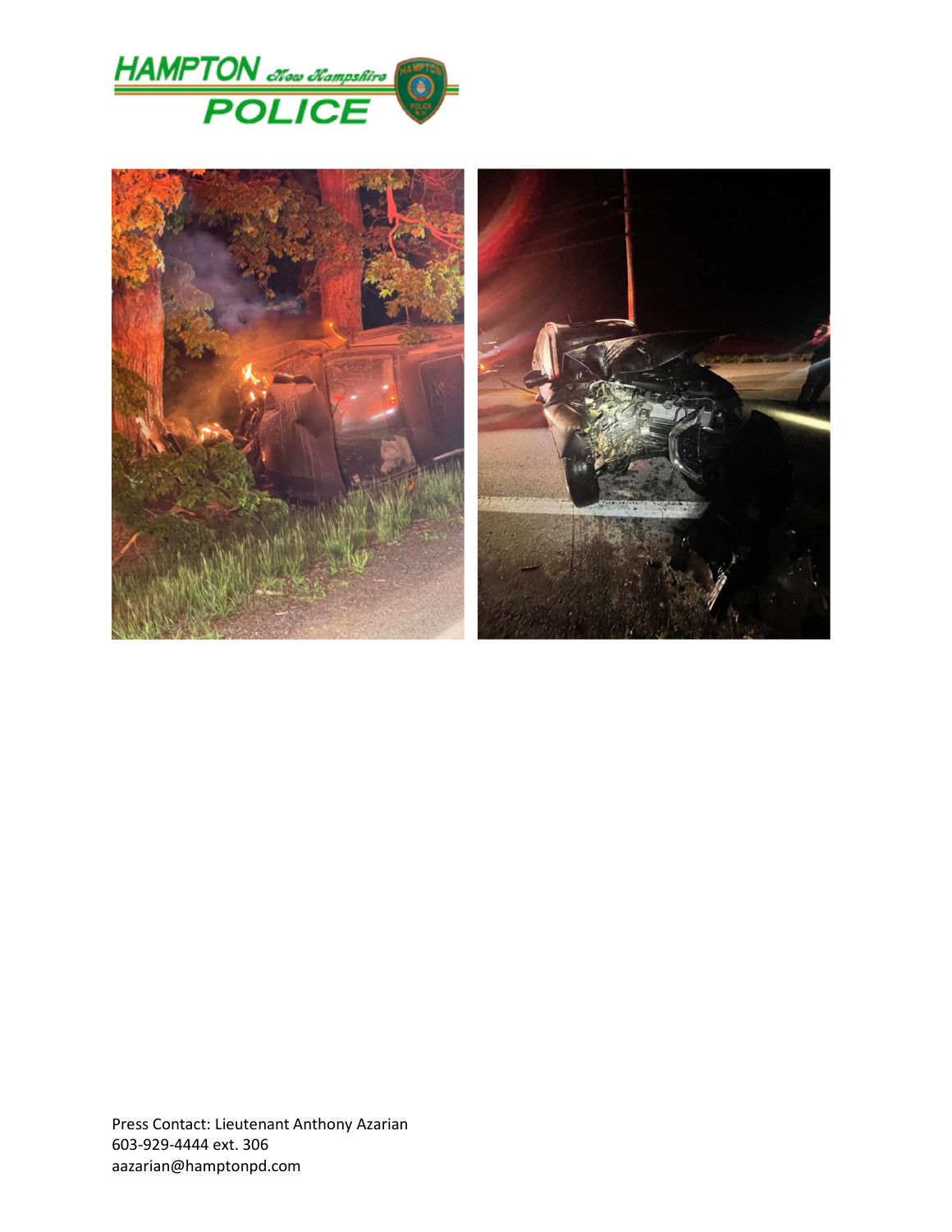HAMPTON New Hampshire POLICE

Press Contact: Lieutenant Anthony Azarian
603-929-4444 ext. 306
aazarian@hamptonpd.com